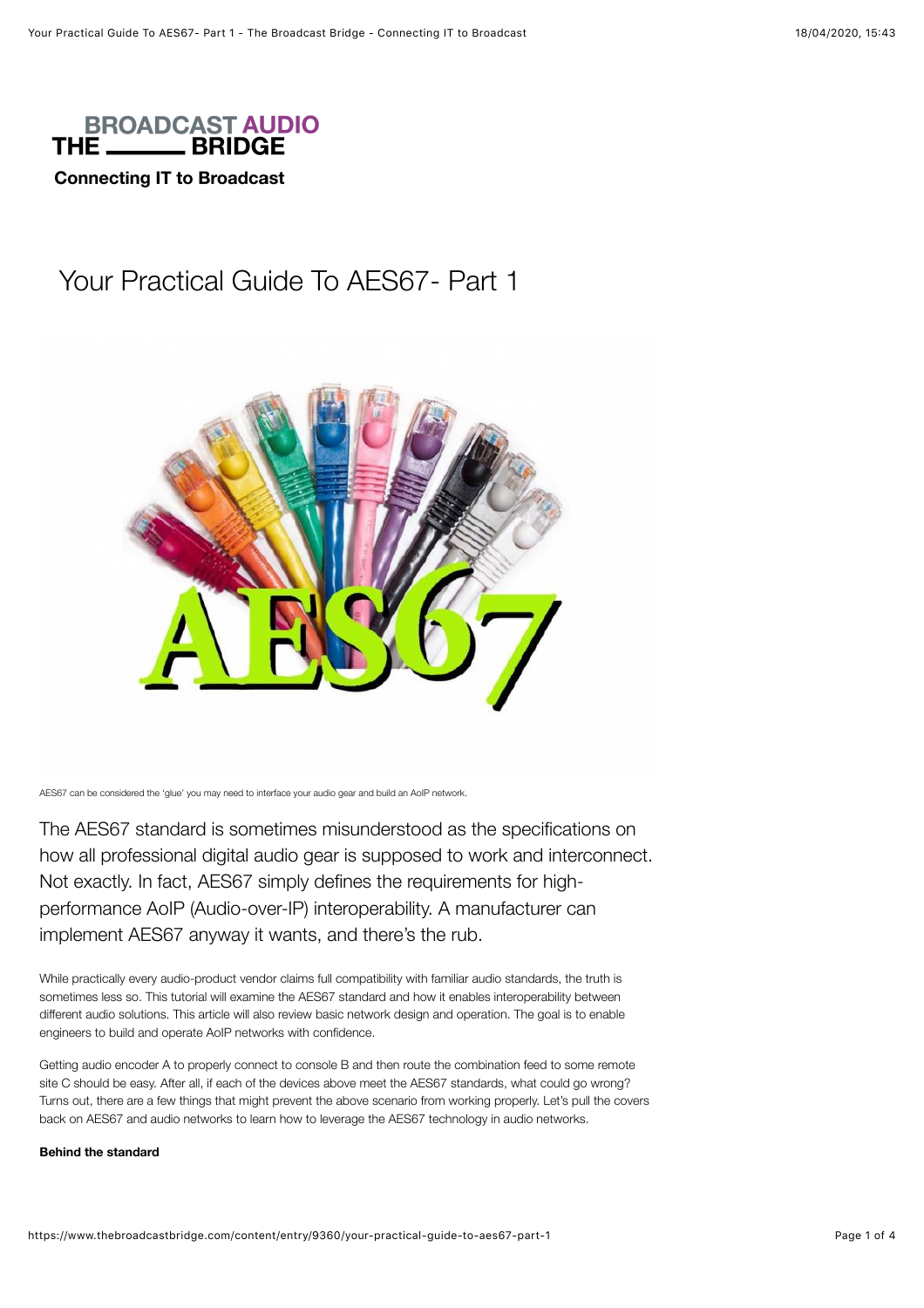# Your Practical Guide To AES67- Part 1

AES67 can be considered the 'glue' you may need to interface your audio gear and build an AoIP network.

The AES67 standard is sometimes misunderstood as the specifications on how all professional digital audio gear is supposed to work and interconnect. Not exactly. In fact, AES67 simply defines the requirements for high-performance AoIP (Audio-over-IP) interoperability. A manufacturer can implement AES67 anyway it wants, and there's the rub.

While practically every audio-product vendor claims full compatibility with familiar audio standards, the truth is sometimes less so. This tutorial will examine the AES67 standard and how it enables interoperability between different audio solutions. This article will also review basic network design and operation. The goal is to enable engineers to build and operate AoIP networks with confidence.

Getting audio encoder A to properly connect to console B and then route the combination feed to some remote site C should be easy. After all, if each of the devices above meet the AES67 standards, what could go wrong? Turns out, there are a few things that might prevent the above scenario from working properly. Let's pull the covers back on AES67 and audio networks to learn how to leverage the AES67 technology in audio networks.

**Behind the standard**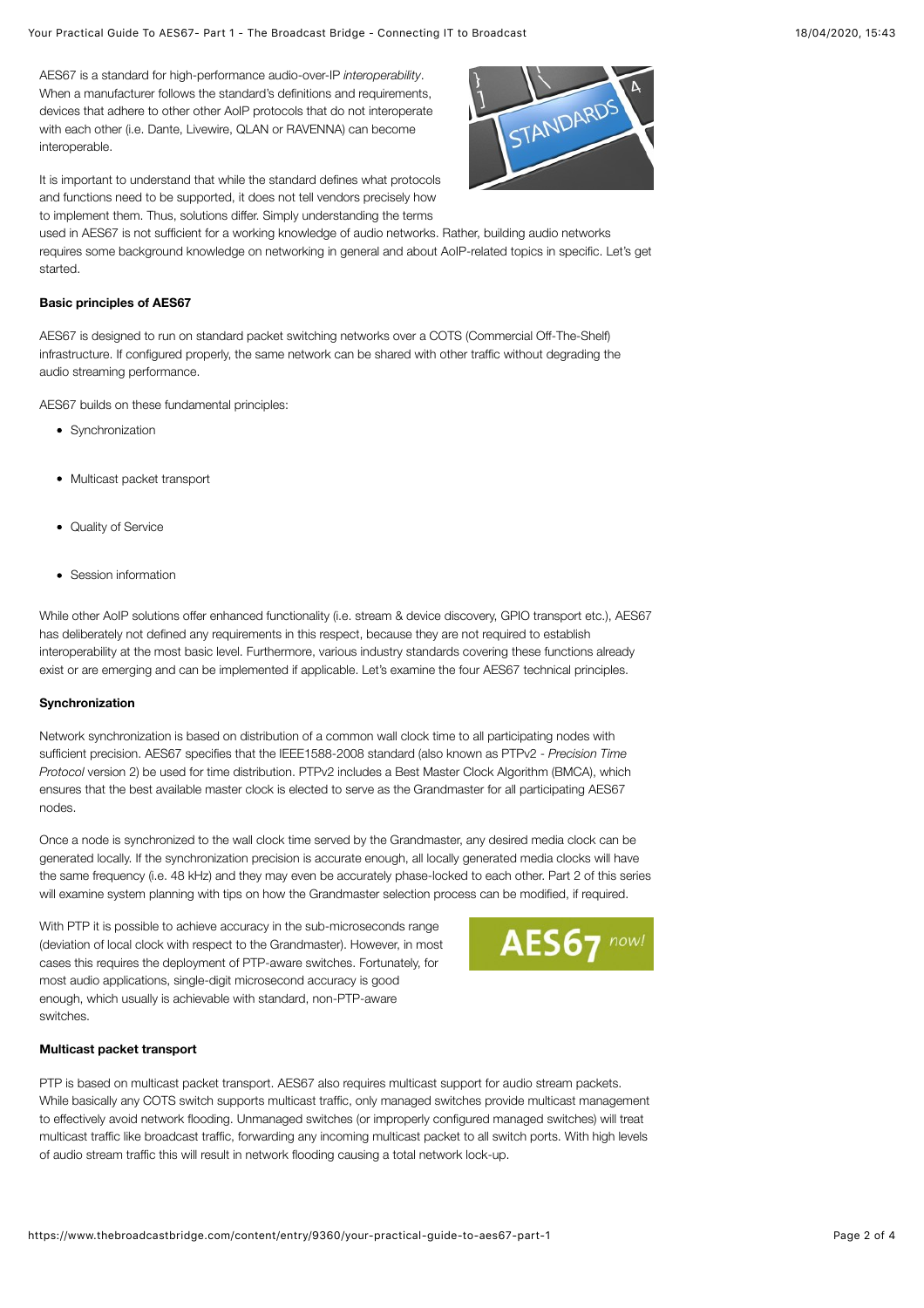AES67 is a standard for high-performance audio-over-IP *interoperability*. When a manufacturer follows the standard's definitions and requirements, devices that adhere to other other AoIP protocols that do not interoperate with each other (i.e. Dante, Livewire, QLAN or RAVENNA) can become interoperable.

It is important to understand that while the standard defines what protocols and functions need to be supported, it does not tell vendors precisely how to implement them. Thus, solutions differ. Simply understanding the terms used in AES67 is not sufficient for a working knowledge of audio networks. Rather, building audio networks requires some background knowledge on networking in general and about AoIP-related topics in specific. Let's get started.

**Basic principles of AES67**

AES67 is designed to run on standard packet switching networks over a COTS (Commercial Off-The-Shelf) infrastructure. If configured properly, the same network can be shared with other traffic without degrading the audio streaming performance.

AES67 builds on these fundamental principles:

- Synchronization
- Multicast packet transport
- Quality of Service
- Session information

While other AoIP solutions offer enhanced functionality (i.e. stream & device discovery, GPIO transport etc.), AES67 has deliberately not defined any requirements in this respect, because they are not required to establish interoperability at the most basic level. Furthermore, various industry standards covering these functions already exist or are emerging and can be implemented if applicable. Let's examine the four AES67 technical principles.

**Synchronization**

Network synchronization is based on distribution of a common wall clock time to all participating nodes with sufficient precision. AES67 specifies that the IEEE1588-2008 standard (also known as PTPv2 - *Precision Time Protocol* version 2) be used for time distribution. PTPv2 includes a Best Master Clock Algorithm (BMCA), which ensures that the best available master clock is elected to serve as the Grandmaster for all participating AES67 nodes.

Once a node is synchronized to the wall clock time served by the Grandmaster, any desired media clock can be generated locally. If the synchronization precision is accurate enough, all locally generated media clocks will have the same frequency (i.e. 48 kHz) and they may even be accurately phase-locked to each other. Part 2 of this series will examine system planning with tips on how the Grandmaster selection process can be modified, if required.

With PTP it is possible to achieve accuracy in the sub-microseconds range (deviation of local clock with respect to the Grandmaster). However, in most cases this requires the deployment of PTP-aware switches. Fortunately, for most audio applications, single-digit microsecond accuracy is good enough, which usually is achievable with standard, non-PTP-aware switches.

**Multicast packet transport**

PTP is based on multicast packet transport. AES67 also requires multicast support for audio stream packets. While basically any COTS switch supports multicast traffic, only managed switches provide multicast management to effectively avoid network flooding. Unmanaged switches (or improperly configured managed switches) will treat multicast traffic like broadcast traffic, forwarding any incoming multicast packet to all switch ports. With high levels of audio stream traffic this will result in network flooding causing a total network lock-up.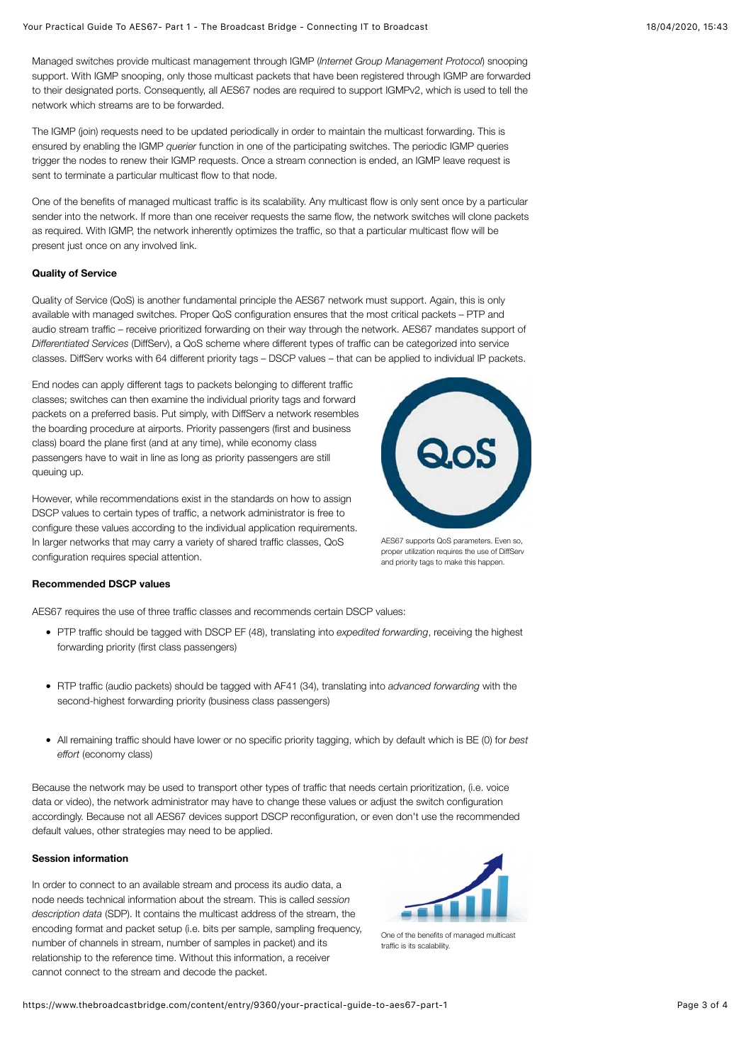Managed switches provide multicast management through IGMP (*Internet Group Management Protocol*) snooping support. With IGMP snooping, only those multicast packets that have been registered through IGMP are forwarded to their designated ports. Consequently, all AES67 nodes are required to support IGMPv2, which is used to tell the network which streams are to be forwarded.

The IGMP (join) requests need to be updated periodically in order to maintain the multicast forwarding. This is ensured by enabling the IGMP *querier* function in one of the participating switches. The periodic IGMP queries trigger the nodes to renew their IGMP requests. Once a stream connection is ended, an IGMP leave request is sent to terminate a particular multicast flow to that node.

One of the benefits of managed multicast traffic is its scalability. Any multicast flow is only sent once by a particular sender into the network. If more than one receiver requests the same flow, the network switches will clone packets as required. With IGMP, the network inherently optimizes the traffic, so that a particular multicast flow will be present just once on any involved link.

**Quality of Service**

Quality of Service (QoS) is another fundamental principle the AES67 network must support. Again, this is only available with managed switches. Proper QoS configuration ensures that the most critical packets – PTP and audio stream traffic – receive prioritized forwarding on their way through the network. AES67 mandates support of *Differentiated Services* (DiffServ), a QoS scheme where different types of traffic can be categorized into service classes. DiffServ works with 64 different priority tags – DSCP values – that can be applied to individual IP packets.

End nodes can apply different tags to packets belonging to different traffic classes; switches can then examine the individual priority tags and forward packets on a preferred basis. Put simply, with DiffServ a network resembles the boarding procedure at airports. Priority passengers (first and business class) board the plane first (and at any time), while economy class passengers have to wait in line as long as priority passengers are still queuing up.

AES67 supports QoS parameters. Even so, proper utilization requires the use of DiffServ and priority tags to make this happen.

However, while recommendations exist in the standards on how to assign DSCP values to certain types of traffic, a network administrator is free to configure these values according to the individual application requirements. In larger networks that may carry a variety of shared traffic classes, QoS configuration requires special attention.

**Recommended DSCP values**

AES67 requires the use of three traffic classes and recommends certain DSCP values:

- PTP traffic should be tagged with DSCP EF (48), translating into *expedited forwarding*, receiving the highest forwarding priority (first class passengers)
- RTP traffic (audio packets) should be tagged with AF41 (34), translating into *advanced forwarding* with the second-highest forwarding priority (business class passengers)
- All remaining traffic should have lower or no specific priority tagging, which by default which is BE (0) for *best effort* (economy class)

Because the network may be used to transport other types of traffic that needs certain prioritization, (i.e. voice data or video), the network administrator may have to change these values or adjust the switch configuration accordingly. Because not all AES67 devices support DSCP reconfiguration, or even don't use the recommended default values, other strategies may need to be applied.

**Session information**

In order to connect to an available stream and process its audio data, a node needs technical information about the stream. This is called *session description data* (SDP). It contains the multicast address of the stream, the encoding format and packet setup (i.e. bits per sample, sampling frequency, number of channels in stream, number of samples in packet) and its relationship to the reference time. Without this information, a receiver cannot connect to the stream and decode the packet.

One of the benefits of managed multicast traffic is its scalability.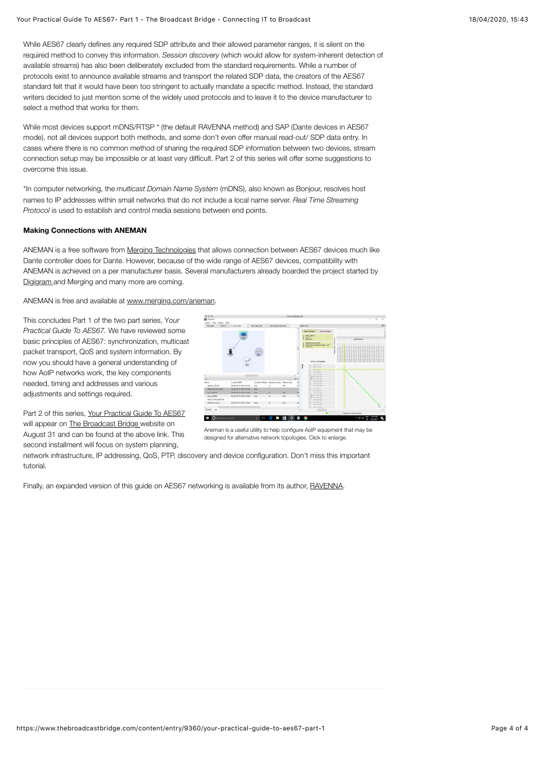While AES67 clearly defines any required SDP attribute and their allowed parameter ranges, it is silent on the required method to convey this information. *Session discovery* (which would allow for system-inherent detection of available streams) has also been deliberately excluded from the standard requirements. While a number of protocols exist to announce available streams and transport the related SDP data, the creators of the AES67 standard felt that it would have been too stringent to actually mandate a specific method. Instead, the standard writers decided to just mention some of the widely used protocols and to leave it to the device manufacturer to select a method that works for them.

While most devices support mDNS/RTSP * (the default RAVENNA method) and SAP (Dante devices in AES67 mode), not all devices support both methods, and some don't even offer manual read-out/ SDP data entry. In cases where there is no common method of sharing the required SDP information between two devices, stream connection setup may be impossible or at least very difficult. Part 2 of this series will offer some suggestions to overcome this issue.

*In computer networking, the *multicast Domain Name System* (mDNS), also known as Bonjour, resolves host names to IP addresses within small networks that do not include a local name server. *Real Time Streaming Protocol* is used to establish and control media sessions between end points.

**Making Connections with ANEMAN**

ANEMAN is a free software from Merging Technologies that allows connection between AES67 devices much like Dante controller does for Dante. However, because of the wide range of AES67 devices, compatibility with ANEMAN is achieved on a per manufacturer basis. Several manufacturers already boarded the project started by Digigram and Merging and many more are coming.

ANEMAN is free and available at www.merging.com/aneman.

This concludes Part 1 of the two part series, Y*our Practical Guide To AES67.* We have reviewed some basic principles of AES67: synchronization, multicast packet transport, QoS and system information. By now you should have a general understanding of how AoIP networks work, the key components needed, timing and addresses and various adjustments and settings required.

Aneman is a useful utility to help configure AoIP equipment that may be designed for alternative network topologies. Click to enlarge.

Part 2 of this series, Your Practical Guide To AES67 will appear on The Broadcast Bridge website on August 31 and can be found at the above link. This second installment will focus on system planning, network infrastructure, IP addressing, QoS, PTP, discovery and device configuration. Don't miss this important tutorial.

Finally, an expanded version of this guide on AES67 networking is available from its author, RAVENNA.